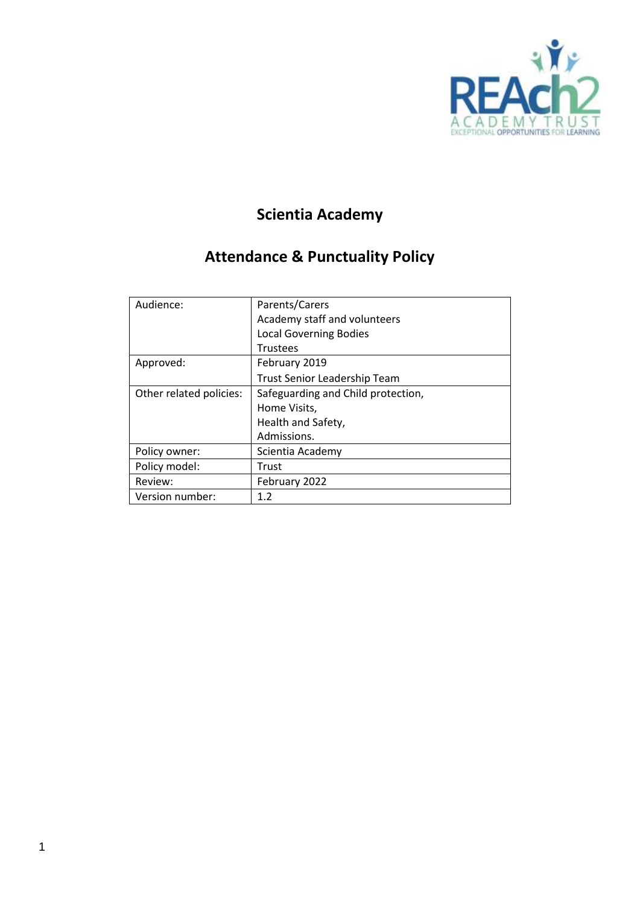# Scientia Academy

## Attendance & Punctuality Policy

| | |
|---|---|
| Audience: | Parents/Carers<br>Academy staff and volunteers<br>Local Governing Bodies<br>Trustees |
| Approved: | February 2019<br>Trust Senior Leadership Team |
| Other related policies: | Safeguarding and Child protection,<br>Home Visits,<br>Health and Safety,<br>Admissions. |
| Policy owner: | Scientia Academy |
| Policy model: | Trust |
| Review: | February 2022 |
| Version number: | 1.2 |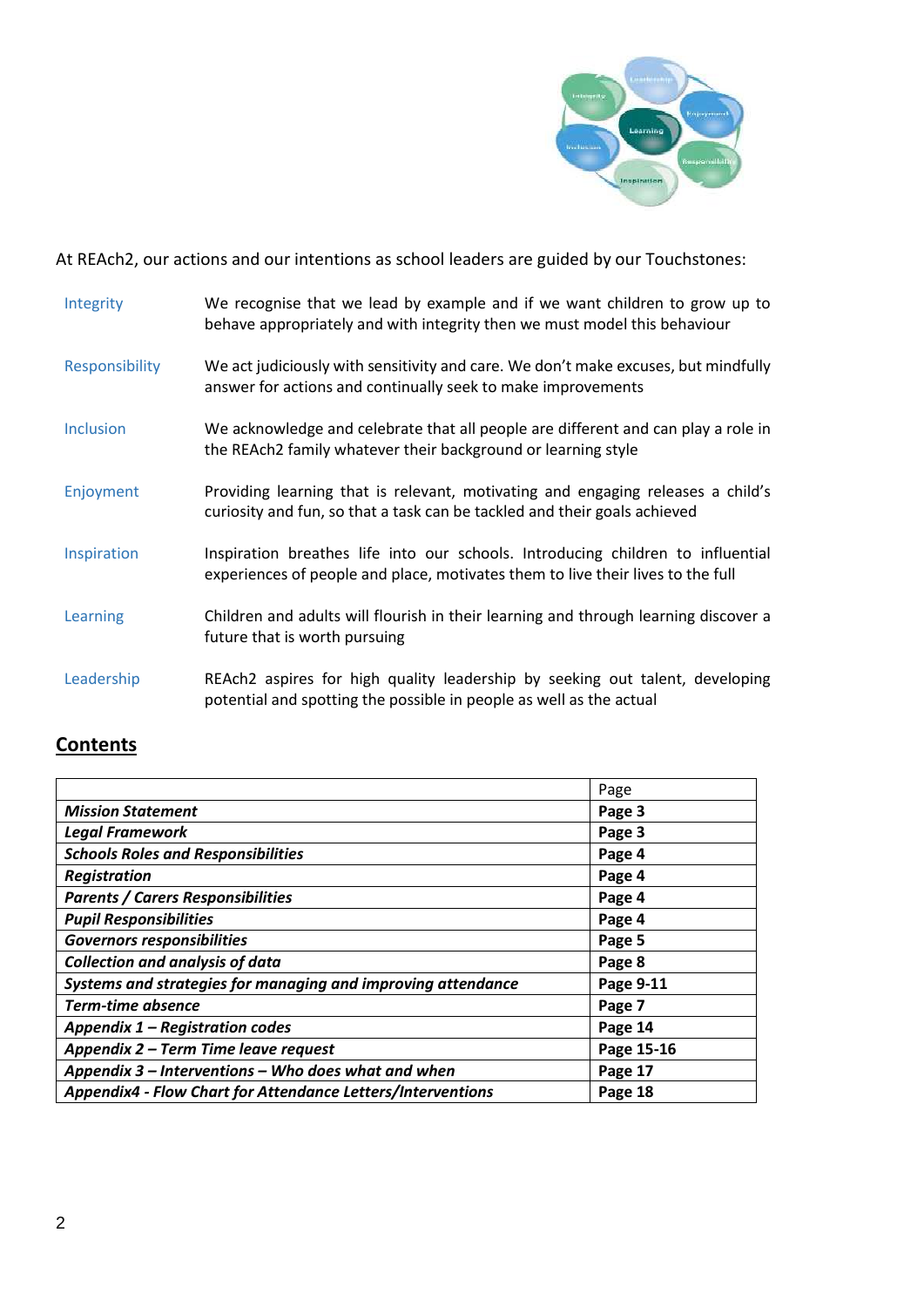At REAch2, our actions and our intentions as school leaders are guided by our Touchstones:

| | |
|---|---|
| Integrity | We recognise that we lead by example and if we want children to grow up to behave appropriately and with integrity then we must model this behaviour |
| Responsibility | We act judiciously with sensitivity and care. We don't make excuses, but mindfully answer for actions and continually seek to make improvements |
| Inclusion | We acknowledge and celebrate that all people are different and can play a role in the REAch2 family whatever their background or learning style |
| Enjoyment | Providing learning that is relevant, motivating and engaging releases a child's curiosity and fun, so that a task can be tackled and their goals achieved |
| Inspiration | Inspiration breathes life into our schools. Introducing children to influential experiences of people and place, motivates them to live their lives to the full |
| Learning | Children and adults will flourish in their learning and through learning discover a future that is worth pursuing |
| Leadership | REAch2 aspires for high quality leadership by seeking out talent, developing potential and spotting the possible in people as well as the actual |

## Contents

| | Page |
|---|---|
| ***Mission Statement*** | **Page 3** |
| ***Legal Framework*** | **Page 3** |
| ***Schools Roles and Responsibilities*** | **Page 4** |
| ***Registration*** | **Page 4** |
| ***Parents / Carers Responsibilities*** | **Page 4** |
| ***Pupil Responsibilities*** | **Page 4** |
| ***Governors responsibilities*** | **Page 5** |
| ***Collection and analysis of data*** | **Page 8** |
| ***Systems and strategies for managing and improving attendance*** | **Page 9-11** |
| ***Term-time absence*** | **Page 7** |
| ***Appendix 1 – Registration codes*** | **Page 14** |
| ***Appendix 2 – Term Time leave request*** | **Page 15-16** |
| ***Appendix 3 – Interventions – Who does what and when*** | **Page 17** |
| ***Appendix4 - Flow Chart for Attendance Letters/Interventions*** | **Page 18** |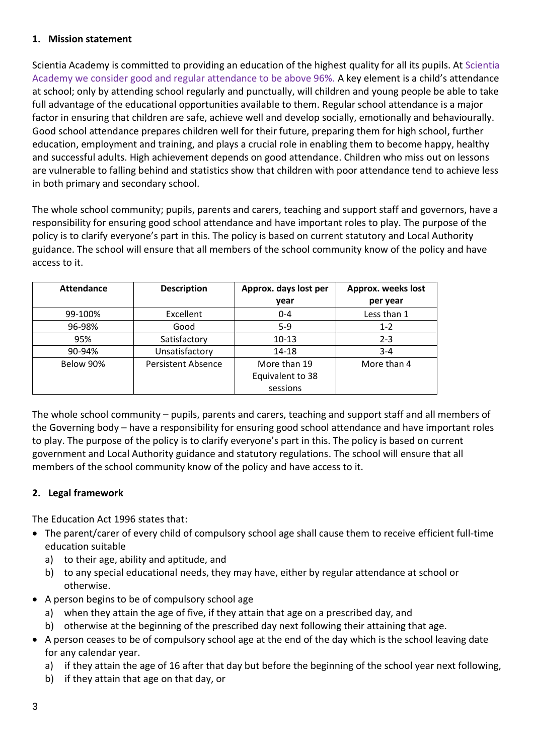## 1. Mission statement

Scientia Academy is committed to providing an education of the highest quality for all its pupils. At Scientia Academy we consider good and regular attendance to be above 96%. A key element is a child's attendance at school; only by attending school regularly and punctually, will children and young people be able to take full advantage of the educational opportunities available to them. Regular school attendance is a major factor in ensuring that children are safe, achieve well and develop socially, emotionally and behaviourally. Good school attendance prepares children well for their future, preparing them for high school, further education, employment and training, and plays a crucial role in enabling them to become happy, healthy and successful adults. High achievement depends on good attendance. Children who miss out on lessons are vulnerable to falling behind and statistics show that children with poor attendance tend to achieve less in both primary and secondary school.

The whole school community; pupils, parents and carers, teaching and support staff and governors, have a responsibility for ensuring good school attendance and have important roles to play. The purpose of the policy is to clarify everyone's part in this. The policy is based on current statutory and Local Authority guidance. The school will ensure that all members of the school community know of the policy and have access to it.

| Attendance | Description | Approx. days lost per year | Approx. weeks lost per year |
|---|---|---|---|
| 99-100% | Excellent | 0-4 | Less than 1 |
| 96-98% | Good | 5-9 | 1-2 |
| 95% | Satisfactory | 10-13 | 2-3 |
| 90-94% | Unsatisfactory | 14-18 | 3-4 |
| Below 90% | Persistent Absence | More than 19 Equivalent to 38 sessions | More than 4 |

The whole school community – pupils, parents and carers, teaching and support staff and all members of the Governing body – have a responsibility for ensuring good school attendance and have important roles to play. The purpose of the policy is to clarify everyone's part in this. The policy is based on current government and Local Authority guidance and statutory regulations. The school will ensure that all members of the school community know of the policy and have access to it.

## 2. Legal framework

The Education Act 1996 states that:

- The parent/carer of every child of compulsory school age shall cause them to receive efficient full-time education suitable
  a) to their age, ability and aptitude, and
  b) to any special educational needs, they may have, either by regular attendance at school or otherwise.
- A person begins to be of compulsory school age
  a) when they attain the age of five, if they attain that age on a prescribed day, and
  b) otherwise at the beginning of the prescribed day next following their attaining that age.
- A person ceases to be of compulsory school age at the end of the day which is the school leaving date for any calendar year.
  a) if they attain the age of 16 after that day but before the beginning of the school year next following,
  b) if they attain that age on that day, or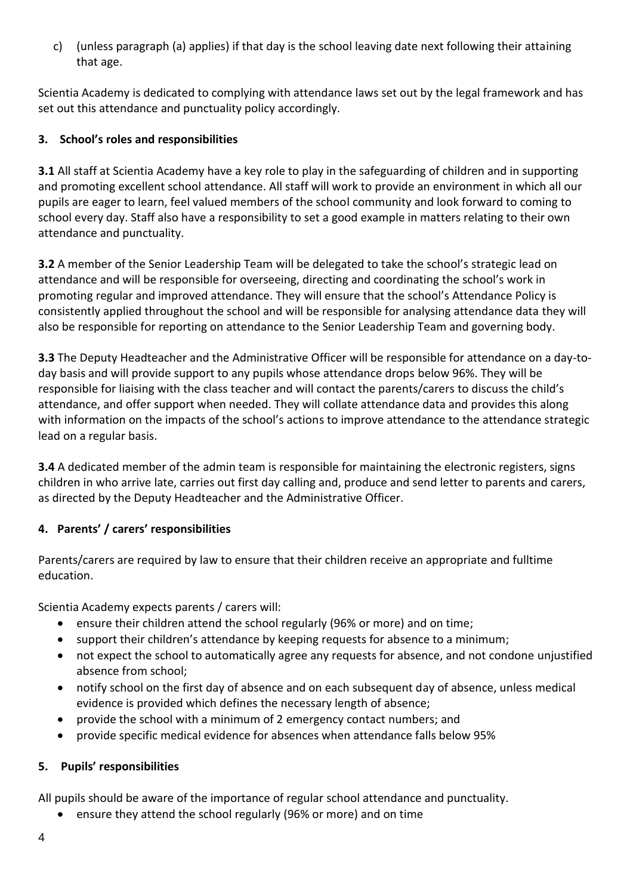c) (unless paragraph (a) applies) if that day is the school leaving date next following their attaining that age.

Scientia Academy is dedicated to complying with attendance laws set out by the legal framework and has set out this attendance and punctuality policy accordingly.

## 3. School's roles and responsibilities

**3.1** All staff at Scientia Academy have a key role to play in the safeguarding of children and in supporting and promoting excellent school attendance. All staff will work to provide an environment in which all our pupils are eager to learn, feel valued members of the school community and look forward to coming to school every day. Staff also have a responsibility to set a good example in matters relating to their own attendance and punctuality.

**3.2** A member of the Senior Leadership Team will be delegated to take the school's strategic lead on attendance and will be responsible for overseeing, directing and coordinating the school's work in promoting regular and improved attendance. They will ensure that the school's Attendance Policy is consistently applied throughout the school and will be responsible for analysing attendance data they will also be responsible for reporting on attendance to the Senior Leadership Team and governing body.

**3.3** The Deputy Headteacher and the Administrative Officer will be responsible for attendance on a day-to-day basis and will provide support to any pupils whose attendance drops below 96%. They will be responsible for liaising with the class teacher and will contact the parents/carers to discuss the child's attendance, and offer support when needed. They will collate attendance data and provides this along with information on the impacts of the school's actions to improve attendance to the attendance strategic lead on a regular basis.

**3.4** A dedicated member of the admin team is responsible for maintaining the electronic registers, signs children in who arrive late, carries out first day calling and, produce and send letter to parents and carers, as directed by the Deputy Headteacher and the Administrative Officer.

## 4. Parents' / carers' responsibilities

Parents/carers are required by law to ensure that their children receive an appropriate and fulltime education.

Scientia Academy expects parents / carers will:

- ensure their children attend the school regularly (96% or more) and on time;
- support their children's attendance by keeping requests for absence to a minimum;
- not expect the school to automatically agree any requests for absence, and not condone unjustified absence from school;
- notify school on the first day of absence and on each subsequent day of absence, unless medical evidence is provided which defines the necessary length of absence;
- provide the school with a minimum of 2 emergency contact numbers; and
- provide specific medical evidence for absences when attendance falls below 95%

## 5. Pupils' responsibilities

All pupils should be aware of the importance of regular school attendance and punctuality.

- ensure they attend the school regularly (96% or more) and on time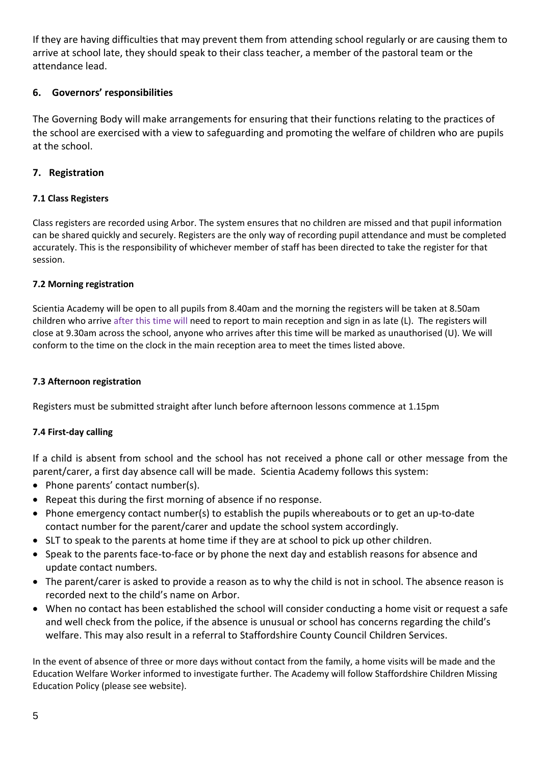If they are having difficulties that may prevent them from attending school regularly or are causing them to arrive at school late, they should speak to their class teacher, a member of the pastoral team or the attendance lead.

## 6. Governors' responsibilities

The Governing Body will make arrangements for ensuring that their functions relating to the practices of the school are exercised with a view to safeguarding and promoting the welfare of children who are pupils at the school.

## 7. Registration

### 7.1 Class Registers

Class registers are recorded using Arbor. The system ensures that no children are missed and that pupil information can be shared quickly and securely. Registers are the only way of recording pupil attendance and must be completed accurately. This is the responsibility of whichever member of staff has been directed to take the register for that session.

### 7.2 Morning registration

Scientia Academy will be open to all pupils from 8.40am and the morning the registers will be taken at 8.50am children who arrive after this time will need to report to main reception and sign in as late (L). The registers will close at 9.30am across the school, anyone who arrives after this time will be marked as unauthorised (U). We will conform to the time on the clock in the main reception area to meet the times listed above.

### 7.3 Afternoon registration

Registers must be submitted straight after lunch before afternoon lessons commence at 1.15pm

### 7.4 First-day calling

If a child is absent from school and the school has not received a phone call or other message from the parent/carer, a first day absence call will be made. Scientia Academy follows this system:

- Phone parents' contact number(s).
- Repeat this during the first morning of absence if no response.
- Phone emergency contact number(s) to establish the pupils whereabouts or to get an up-to-date contact number for the parent/carer and update the school system accordingly.
- SLT to speak to the parents at home time if they are at school to pick up other children.
- Speak to the parents face-to-face or by phone the next day and establish reasons for absence and update contact numbers.
- The parent/carer is asked to provide a reason as to why the child is not in school. The absence reason is recorded next to the child's name on Arbor.
- When no contact has been established the school will consider conducting a home visit or request a safe and well check from the police, if the absence is unusual or school has concerns regarding the child's welfare. This may also result in a referral to Staffordshire County Council Children Services.

In the event of absence of three or more days without contact from the family, a home visits will be made and the Education Welfare Worker informed to investigate further. The Academy will follow Staffordshire Children Missing Education Policy (please see website).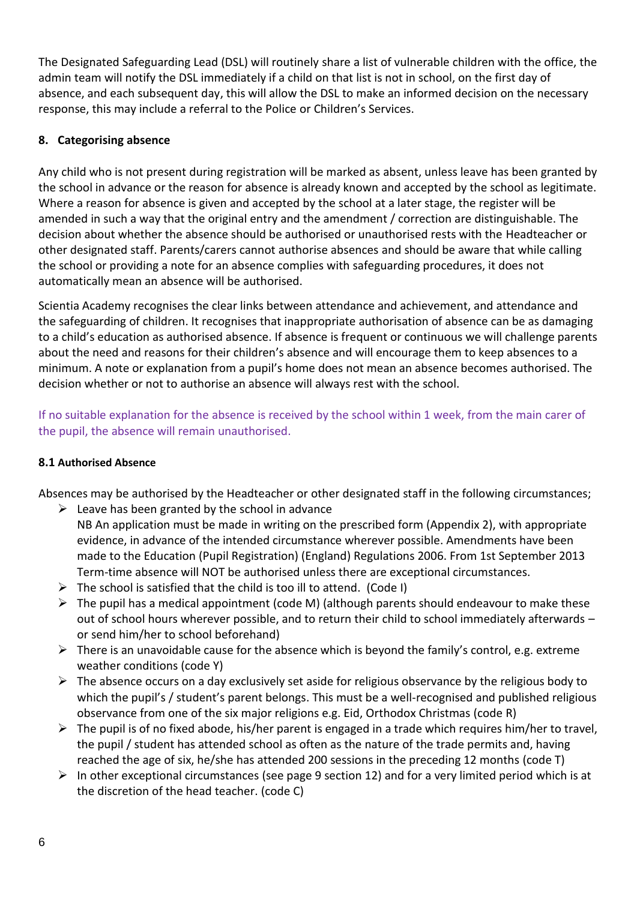The Designated Safeguarding Lead (DSL) will routinely share a list of vulnerable children with the office, the admin team will notify the DSL immediately if a child on that list is not in school, on the first day of absence, and each subsequent day, this will allow the DSL to make an informed decision on the necessary response, this may include a referral to the Police or Children's Services.

## 8. Categorising absence

Any child who is not present during registration will be marked as absent, unless leave has been granted by the school in advance or the reason for absence is already known and accepted by the school as legitimate. Where a reason for absence is given and accepted by the school at a later stage, the register will be amended in such a way that the original entry and the amendment / correction are distinguishable. The decision about whether the absence should be authorised or unauthorised rests with the Headteacher or other designated staff. Parents/carers cannot authorise absences and should be aware that while calling the school or providing a note for an absence complies with safeguarding procedures, it does not automatically mean an absence will be authorised.

Scientia Academy recognises the clear links between attendance and achievement, and attendance and the safeguarding of children. It recognises that inappropriate authorisation of absence can be as damaging to a child's education as authorised absence. If absence is frequent or continuous we will challenge parents about the need and reasons for their children's absence and will encourage them to keep absences to a minimum. A note or explanation from a pupil's home does not mean an absence becomes authorised. The decision whether or not to authorise an absence will always rest with the school.

If no suitable explanation for the absence is received by the school within 1 week, from the main carer of the pupil, the absence will remain unauthorised.

### 8.1 Authorised Absence

Absences may be authorised by the Headteacher or other designated staff in the following circumstances;

- Leave has been granted by the school in advance
  NB An application must be made in writing on the prescribed form (Appendix 2), with appropriate evidence, in advance of the intended circumstance wherever possible. Amendments have been made to the Education (Pupil Registration) (England) Regulations 2006. From 1st September 2013 Term-time absence will NOT be authorised unless there are exceptional circumstances.
- The school is satisfied that the child is too ill to attend. (Code I)
- The pupil has a medical appointment (code M) (although parents should endeavour to make these out of school hours wherever possible, and to return their child to school immediately afterwards – or send him/her to school beforehand)
- There is an unavoidable cause for the absence which is beyond the family's control, e.g. extreme weather conditions (code Y)
- The absence occurs on a day exclusively set aside for religious observance by the religious body to which the pupil's / student's parent belongs. This must be a well-recognised and published religious observance from one of the six major religions e.g. Eid, Orthodox Christmas (code R)
- The pupil is of no fixed abode, his/her parent is engaged in a trade which requires him/her to travel, the pupil / student has attended school as often as the nature of the trade permits and, having reached the age of six, he/she has attended 200 sessions in the preceding 12 months (code T)
- In other exceptional circumstances (see page 9 section 12) and for a very limited period which is at the discretion of the head teacher. (code C)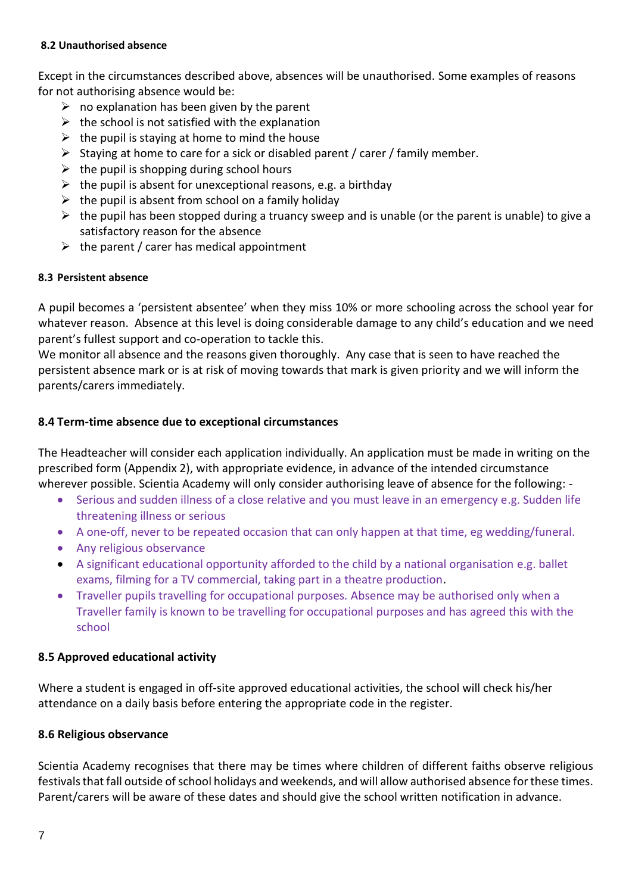#### 8.2 Unauthorised absence

Except in the circumstances described above, absences will be unauthorised. Some examples of reasons for not authorising absence would be:

- no explanation has been given by the parent
- the school is not satisfied with the explanation
- the pupil is staying at home to mind the house
- Staying at home to care for a sick or disabled parent / carer / family member.
- the pupil is shopping during school hours
- the pupil is absent for unexceptional reasons, e.g. a birthday
- the pupil is absent from school on a family holiday
- the pupil has been stopped during a truancy sweep and is unable (or the parent is unable) to give a satisfactory reason for the absence
- the parent / carer has medical appointment

#### 8.3 Persistent absence

A pupil becomes a 'persistent absentee' when they miss 10% or more schooling across the school year for whatever reason. Absence at this level is doing considerable damage to any child's education and we need parent's fullest support and co-operation to tackle this.
We monitor all absence and the reasons given thoroughly. Any case that is seen to have reached the persistent absence mark or is at risk of moving towards that mark is given priority and we will inform the parents/carers immediately.

#### 8.4 Term-time absence due to exceptional circumstances

The Headteacher will consider each application individually. An application must be made in writing on the prescribed form (Appendix 2), with appropriate evidence, in advance of the intended circumstance wherever possible. Scientia Academy will only consider authorising leave of absence for the following: -

- Serious and sudden illness of a close relative and you must leave in an emergency e.g. Sudden life threatening illness or serious
- A one-off, never to be repeated occasion that can only happen at that time, eg wedding/funeral.
- Any religious observance
- A significant educational opportunity afforded to the child by a national organisation e.g. ballet exams, filming for a TV commercial, taking part in a theatre production.
- Traveller pupils travelling for occupational purposes. Absence may be authorised only when a Traveller family is known to be travelling for occupational purposes and has agreed this with the school

#### 8.5 Approved educational activity

Where a student is engaged in off-site approved educational activities, the school will check his/her attendance on a daily basis before entering the appropriate code in the register.

#### 8.6 Religious observance

Scientia Academy recognises that there may be times where children of different faiths observe religious festivals that fall outside of school holidays and weekends, and will allow authorised absence for these times. Parent/carers will be aware of these dates and should give the school written notification in advance.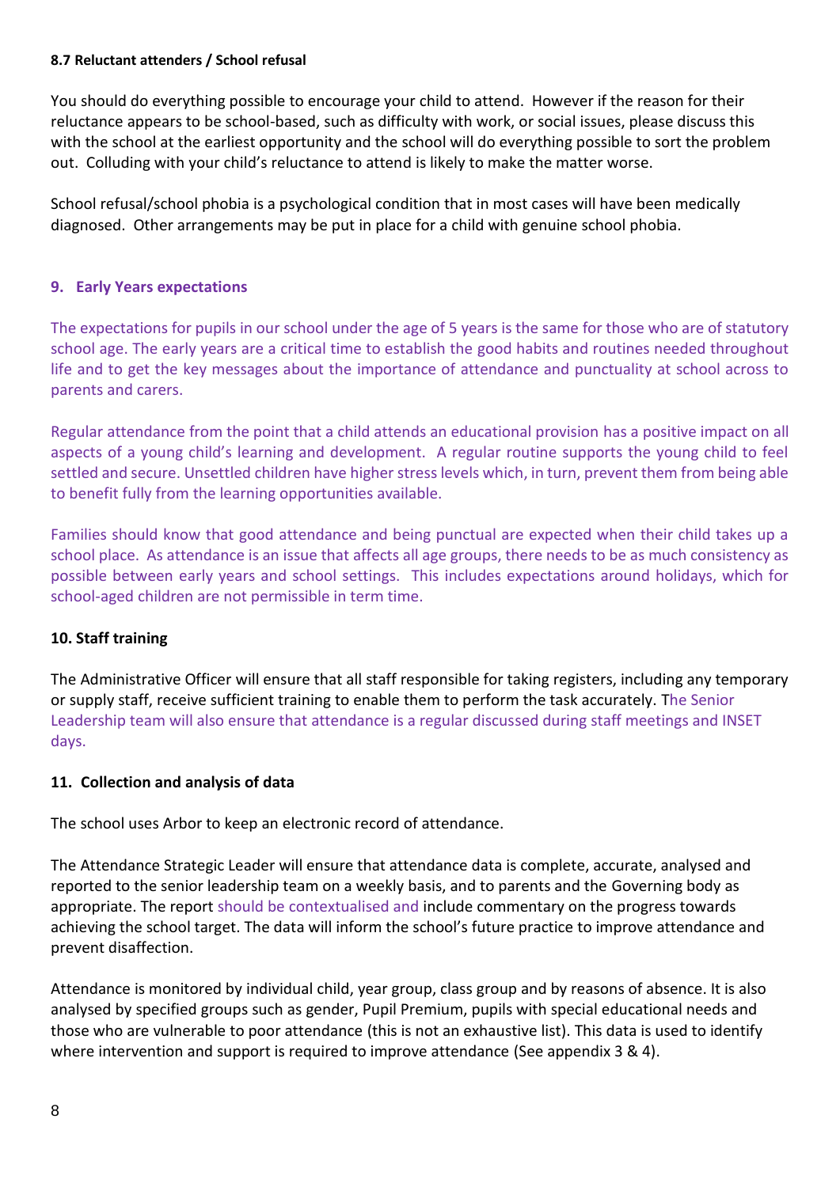#### 8.7 Reluctant attenders / School refusal

You should do everything possible to encourage your child to attend. However if the reason for their reluctance appears to be school-based, such as difficulty with work, or social issues, please discuss this with the school at the earliest opportunity and the school will do everything possible to sort the problem out. Colluding with your child's reluctance to attend is likely to make the matter worse.

School refusal/school phobia is a psychological condition that in most cases will have been medically diagnosed. Other arrangements may be put in place for a child with genuine school phobia.

## 9. Early Years expectations

The expectations for pupils in our school under the age of 5 years is the same for those who are of statutory school age. The early years are a critical time to establish the good habits and routines needed throughout life and to get the key messages about the importance of attendance and punctuality at school across to parents and carers.

Regular attendance from the point that a child attends an educational provision has a positive impact on all aspects of a young child's learning and development. A regular routine supports the young child to feel settled and secure. Unsettled children have higher stress levels which, in turn, prevent them from being able to benefit fully from the learning opportunities available.

Families should know that good attendance and being punctual are expected when their child takes up a school place. As attendance is an issue that affects all age groups, there needs to be as much consistency as possible between early years and school settings. This includes expectations around holidays, which for school-aged children are not permissible in term time.

## 10. Staff training

The Administrative Officer will ensure that all staff responsible for taking registers, including any temporary or supply staff, receive sufficient training to enable them to perform the task accurately. The Senior Leadership team will also ensure that attendance is a regular discussed during staff meetings and INSET days.

## 11. Collection and analysis of data

The school uses Arbor to keep an electronic record of attendance.

The Attendance Strategic Leader will ensure that attendance data is complete, accurate, analysed and reported to the senior leadership team on a weekly basis, and to parents and the Governing body as appropriate. The report should be contextualised and include commentary on the progress towards achieving the school target. The data will inform the school's future practice to improve attendance and prevent disaffection.

Attendance is monitored by individual child, year group, class group and by reasons of absence. It is also analysed by specified groups such as gender, Pupil Premium, pupils with special educational needs and those who are vulnerable to poor attendance (this is not an exhaustive list). This data is used to identify where intervention and support is required to improve attendance (See appendix 3 & 4).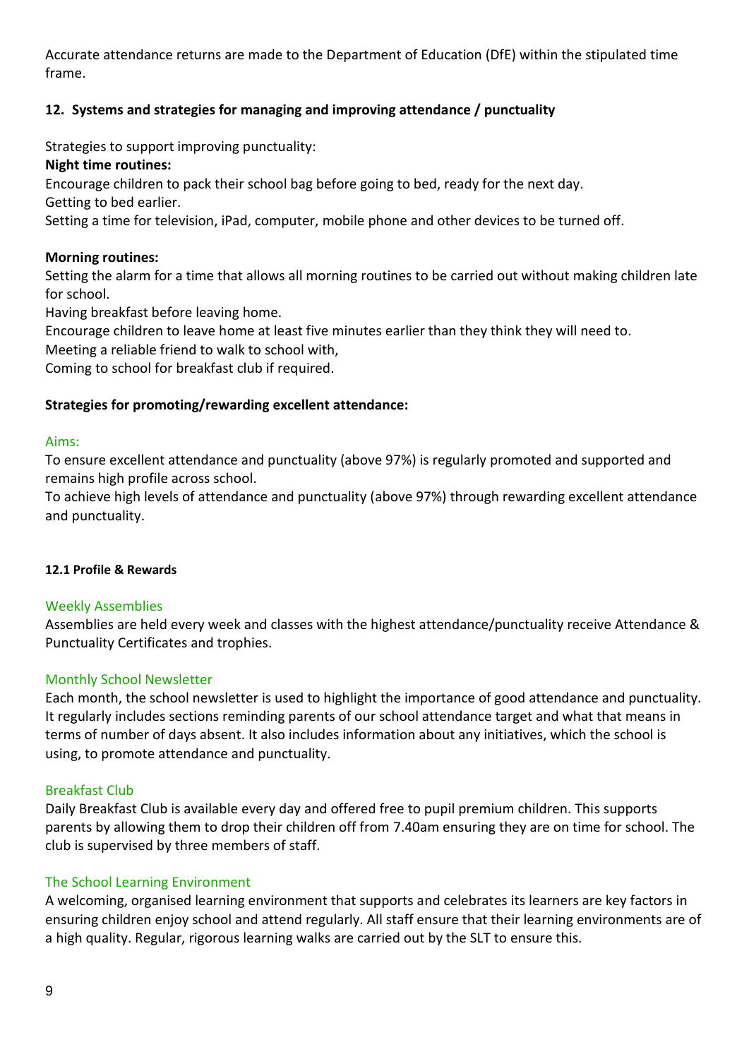Accurate attendance returns are made to the Department of Education (DfE) within the stipulated time frame.

## 12. Systems and strategies for managing and improving attendance / punctuality

Strategies to support improving punctuality:

**Night time routines:**

Encourage children to pack their school bag before going to bed, ready for the next day.
Getting to bed earlier.
Setting a time for television, iPad, computer, mobile phone and other devices to be turned off.

**Morning routines:**

Setting the alarm for a time that allows all morning routines to be carried out without making children late for school.
Having breakfast before leaving home.
Encourage children to leave home at least five minutes earlier than they think they will need to.
Meeting a reliable friend to walk to school with,
Coming to school for breakfast club if required.

**Strategies for promoting/rewarding excellent attendance:**

Aims:

To ensure excellent attendance and punctuality (above 97%) is regularly promoted and supported and remains high profile across school.
To achieve high levels of attendance and punctuality (above 97%) through rewarding excellent attendance and punctuality.

### 12.1 Profile & Rewards

Weekly Assemblies

Assemblies are held every week and classes with the highest attendance/punctuality receive Attendance & Punctuality Certificates and trophies.

Monthly School Newsletter

Each month, the school newsletter is used to highlight the importance of good attendance and punctuality. It regularly includes sections reminding parents of our school attendance target and what that means in terms of number of days absent. It also includes information about any initiatives, which the school is using, to promote attendance and punctuality.

Breakfast Club

Daily Breakfast Club is available every day and offered free to pupil premium children. This supports parents by allowing them to drop their children off from 7.40am ensuring they are on time for school. The club is supervised by three members of staff.

The School Learning Environment

A welcoming, organised learning environment that supports and celebrates its learners are key factors in ensuring children enjoy school and attend regularly. All staff ensure that their learning environments are of a high quality. Regular, rigorous learning walks are carried out by the SLT to ensure this.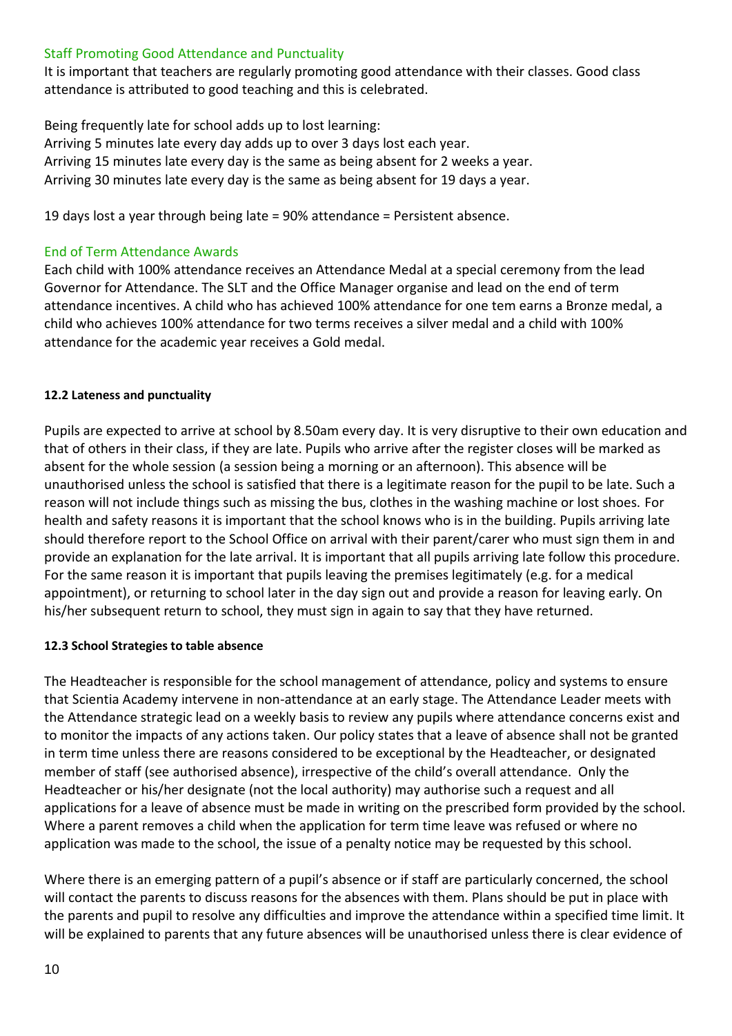### Staff Promoting Good Attendance and Punctuality

It is important that teachers are regularly promoting good attendance with their classes. Good class attendance is attributed to good teaching and this is celebrated.

Being frequently late for school adds up to lost learning:
Arriving 5 minutes late every day adds up to over 3 days lost each year.
Arriving 15 minutes late every day is the same as being absent for 2 weeks a year.
Arriving 30 minutes late every day is the same as being absent for 19 days a year.

19 days lost a year through being late = 90% attendance = Persistent absence.

### End of Term Attendance Awards

Each child with 100% attendance receives an Attendance Medal at a special ceremony from the lead Governor for Attendance. The SLT and the Office Manager organise and lead on the end of term attendance incentives. A child who has achieved 100% attendance for one tem earns a Bronze medal, a child who achieves 100% attendance for two terms receives a silver medal and a child with 100% attendance for the academic year receives a Gold medal.

**12.2 Lateness and punctuality**

Pupils are expected to arrive at school by 8.50am every day. It is very disruptive to their own education and that of others in their class, if they are late. Pupils who arrive after the register closes will be marked as absent for the whole session (a session being a morning or an afternoon). This absence will be unauthorised unless the school is satisfied that there is a legitimate reason for the pupil to be late. Such a reason will not include things such as missing the bus, clothes in the washing machine or lost shoes. For health and safety reasons it is important that the school knows who is in the building. Pupils arriving late should therefore report to the School Office on arrival with their parent/carer who must sign them in and provide an explanation for the late arrival. It is important that all pupils arriving late follow this procedure. For the same reason it is important that pupils leaving the premises legitimately (e.g. for a medical appointment), or returning to school later in the day sign out and provide a reason for leaving early. On his/her subsequent return to school, they must sign in again to say that they have returned.

**12.3 School Strategies to table absence**

The Headteacher is responsible for the school management of attendance, policy and systems to ensure that Scientia Academy intervene in non-attendance at an early stage. The Attendance Leader meets with the Attendance strategic lead on a weekly basis to review any pupils where attendance concerns exist and to monitor the impacts of any actions taken. Our policy states that a leave of absence shall not be granted in term time unless there are reasons considered to be exceptional by the Headteacher, or designated member of staff (see authorised absence), irrespective of the child's overall attendance. Only the Headteacher or his/her designate (not the local authority) may authorise such a request and all applications for a leave of absence must be made in writing on the prescribed form provided by the school. Where a parent removes a child when the application for term time leave was refused or where no application was made to the school, the issue of a penalty notice may be requested by this school.

Where there is an emerging pattern of a pupil's absence or if staff are particularly concerned, the school will contact the parents to discuss reasons for the absences with them. Plans should be put in place with the parents and pupil to resolve any difficulties and improve the attendance within a specified time limit. It will be explained to parents that any future absences will be unauthorised unless there is clear evidence of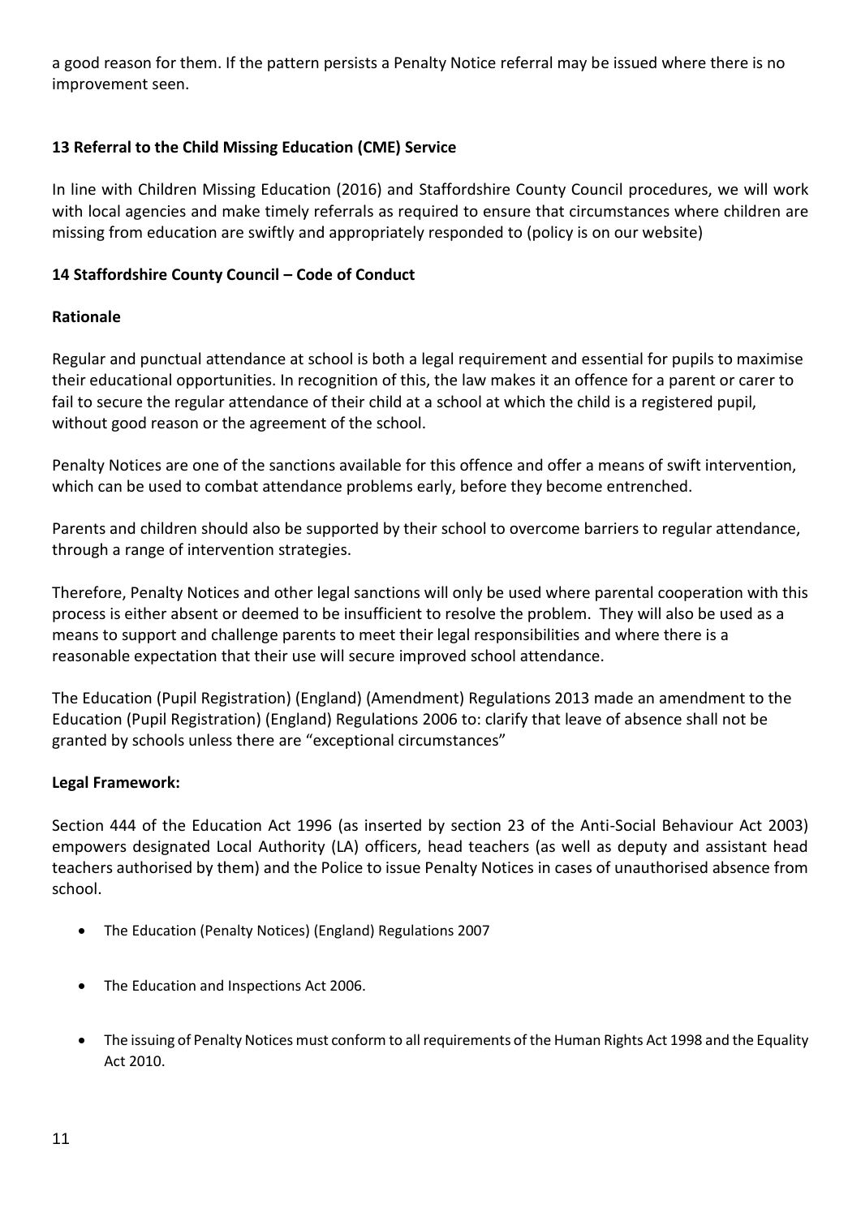a good reason for them. If the pattern persists a Penalty Notice referral may be issued where there is no improvement seen.

### 13 Referral to the Child Missing Education (CME) Service

In line with Children Missing Education (2016) and Staffordshire County Council procedures, we will work with local agencies and make timely referrals as required to ensure that circumstances where children are missing from education are swiftly and appropriately responded to (policy is on our website)

### 14 Staffordshire County Council – Code of Conduct

**Rationale**

Regular and punctual attendance at school is both a legal requirement and essential for pupils to maximise their educational opportunities. In recognition of this, the law makes it an offence for a parent or carer to fail to secure the regular attendance of their child at a school at which the child is a registered pupil, without good reason or the agreement of the school.

Penalty Notices are one of the sanctions available for this offence and offer a means of swift intervention, which can be used to combat attendance problems early, before they become entrenched.

Parents and children should also be supported by their school to overcome barriers to regular attendance, through a range of intervention strategies.

Therefore, Penalty Notices and other legal sanctions will only be used where parental cooperation with this process is either absent or deemed to be insufficient to resolve the problem. They will also be used as a means to support and challenge parents to meet their legal responsibilities and where there is a reasonable expectation that their use will secure improved school attendance.

The Education (Pupil Registration) (England) (Amendment) Regulations 2013 made an amendment to the Education (Pupil Registration) (England) Regulations 2006 to: clarify that leave of absence shall not be granted by schools unless there are "exceptional circumstances"

**Legal Framework:**

Section 444 of the Education Act 1996 (as inserted by section 23 of the Anti-Social Behaviour Act 2003) empowers designated Local Authority (LA) officers, head teachers (as well as deputy and assistant head teachers authorised by them) and the Police to issue Penalty Notices in cases of unauthorised absence from school.

- The Education (Penalty Notices) (England) Regulations 2007
- The Education and Inspections Act 2006.
- The issuing of Penalty Notices must conform to all requirements of the Human Rights Act 1998 and the Equality Act 2010.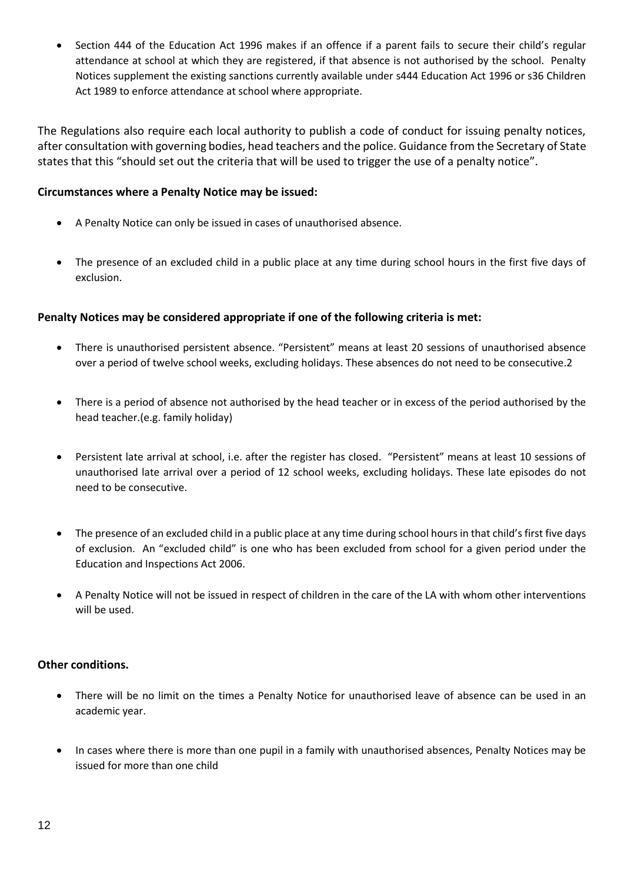- Section 444 of the Education Act 1996 makes if an offence if a parent fails to secure their child's regular attendance at school at which they are registered, if that absence is not authorised by the school. Penalty Notices supplement the existing sanctions currently available under s444 Education Act 1996 or s36 Children Act 1989 to enforce attendance at school where appropriate.

The Regulations also require each local authority to publish a code of conduct for issuing penalty notices, after consultation with governing bodies, head teachers and the police. Guidance from the Secretary of State states that this "should set out the criteria that will be used to trigger the use of a penalty notice".

**Circumstances where a Penalty Notice may be issued:**

- A Penalty Notice can only be issued in cases of unauthorised absence.
- The presence of an excluded child in a public place at any time during school hours in the first five days of exclusion.

**Penalty Notices may be considered appropriate if one of the following criteria is met:**

- There is unauthorised persistent absence. "Persistent" means at least 20 sessions of unauthorised absence over a period of twelve school weeks, excluding holidays. These absences do not need to be consecutive.2
- There is a period of absence not authorised by the head teacher or in excess of the period authorised by the head teacher.(e.g. family holiday)
- Persistent late arrival at school, i.e. after the register has closed. "Persistent" means at least 10 sessions of unauthorised late arrival over a period of 12 school weeks, excluding holidays. These late episodes do not need to be consecutive.
- The presence of an excluded child in a public place at any time during school hours in that child's first five days of exclusion. An "excluded child" is one who has been excluded from school for a given period under the Education and Inspections Act 2006.
- A Penalty Notice will not be issued in respect of children in the care of the LA with whom other interventions will be used.

**Other conditions.**

- There will be no limit on the times a Penalty Notice for unauthorised leave of absence can be used in an academic year.
- In cases where there is more than one pupil in a family with unauthorised absences, Penalty Notices may be issued for more than one child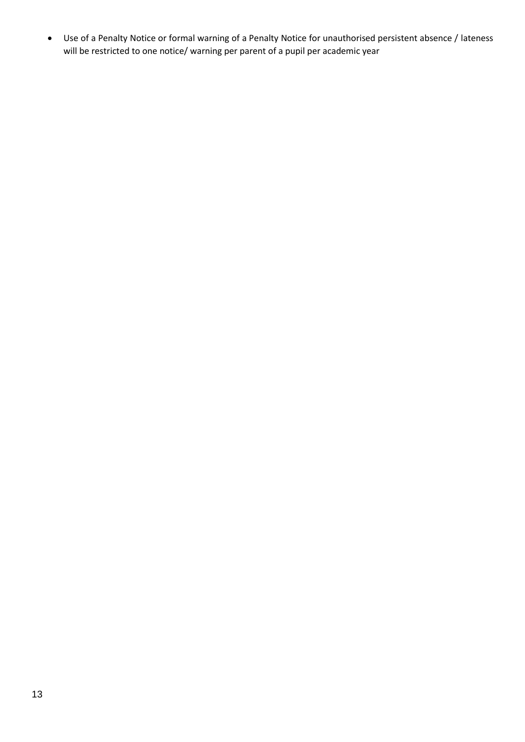- Use of a Penalty Notice or formal warning of a Penalty Notice for unauthorised persistent absence / lateness will be restricted to one notice/ warning per parent of a pupil per academic year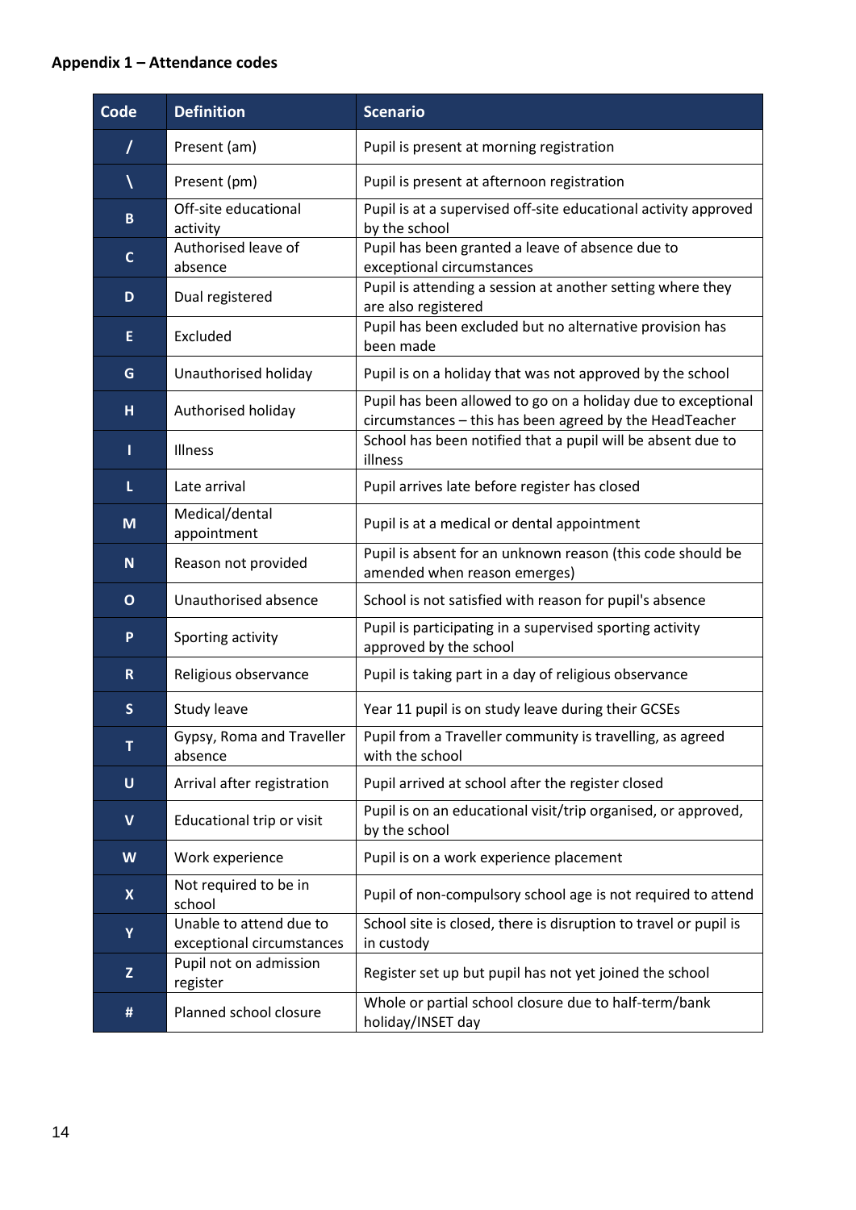**Appendix 1 – Attendance codes**

| Code | Definition | Scenario |
|---|---|---|
| / | Present (am) | Pupil is present at morning registration |
| \ | Present (pm) | Pupil is present at afternoon registration |
| B | Off-site educational activity | Pupil is at a supervised off-site educational activity approved by the school |
| C | Authorised leave of absence | Pupil has been granted a leave of absence due to exceptional circumstances |
| D | Dual registered | Pupil is attending a session at another setting where they are also registered |
| E | Excluded | Pupil has been excluded but no alternative provision has been made |
| G | Unauthorised holiday | Pupil is on a holiday that was not approved by the school |
| H | Authorised holiday | Pupil has been allowed to go on a holiday due to exceptional circumstances – this has been agreed by the HeadTeacher |
| I | Illness | School has been notified that a pupil will be absent due to illness |
| L | Late arrival | Pupil arrives late before register has closed |
| M | Medical/dental appointment | Pupil is at a medical or dental appointment |
| N | Reason not provided | Pupil is absent for an unknown reason (this code should be amended when reason emerges) |
| O | Unauthorised absence | School is not satisfied with reason for pupil's absence |
| P | Sporting activity | Pupil is participating in a supervised sporting activity approved by the school |
| R | Religious observance | Pupil is taking part in a day of religious observance |
| S | Study leave | Year 11 pupil is on study leave during their GCSEs |
| T | Gypsy, Roma and Traveller absence | Pupil from a Traveller community is travelling, as agreed with the school |
| U | Arrival after registration | Pupil arrived at school after the register closed |
| V | Educational trip or visit | Pupil is on an educational visit/trip organised, or approved, by the school |
| W | Work experience | Pupil is on a work experience placement |
| X | Not required to be in school | Pupil of non-compulsory school age is not required to attend |
| Y | Unable to attend due to exceptional circumstances | School site is closed, there is disruption to travel or pupil is in custody |
| Z | Pupil not on admission register | Register set up but pupil has not yet joined the school |
| # | Planned school closure | Whole or partial school closure due to half-term/bank holiday/INSET day |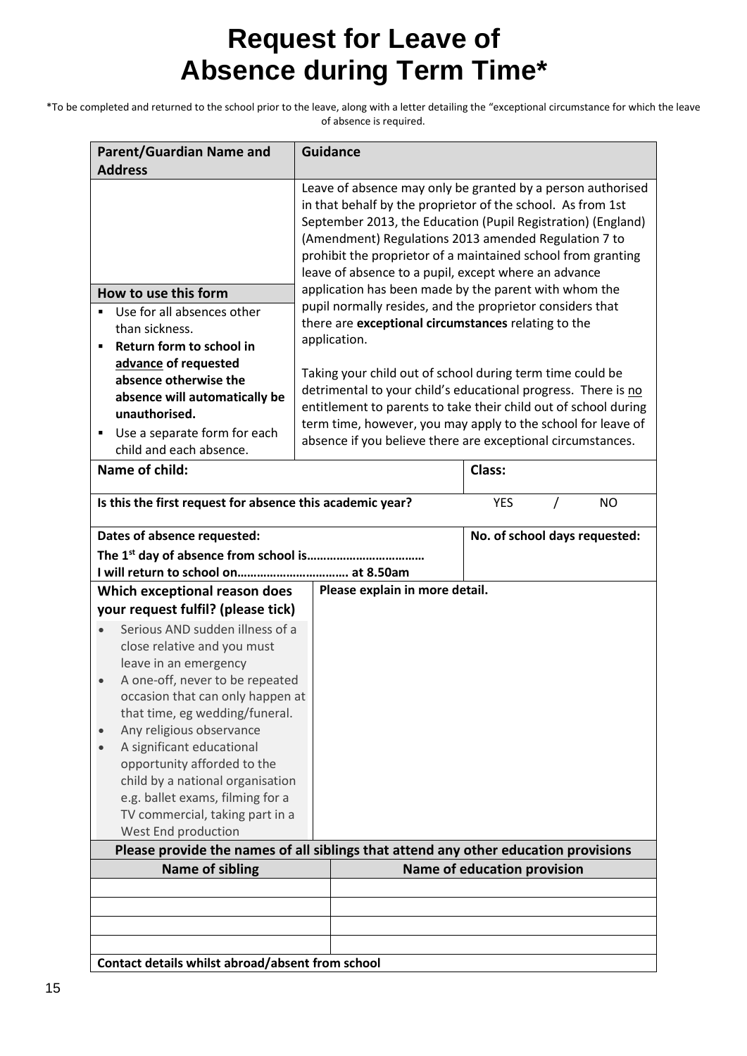# Request for Leave of Absence during Term Time*

*To be completed and returned to the school prior to the leave, along with a letter detailing the "exceptional circumstance for which the leave of absence is required.

| **Parent/Guardian Name and Address** | **Guidance** |
|---|---|
| | Leave of absence may only be granted by a person authorised in that behalf by the proprietor of the school. As from 1st September 2013, the Education (Pupil Registration) (England) (Amendment) Regulations 2013 amended Regulation 7 to prohibit the proprietor of a maintained school from granting leave of absence to a pupil, except where an advance application has been made by the parent with whom the pupil normally resides, and the proprietor considers that there are **exceptional circumstances** relating to the application. |
| **How to use this form**<br>▪ Use for all absences other than sickness.<br>▪ **Return form to school in advance of requested absence otherwise the absence will automatically be unauthorised.**<br>▪ Use a separate form for each child and each absence. | Taking your child out of school during term time could be detrimental to your child's educational progress. There is no entitlement to parents to take their child out of school during term time, however, you may apply to the school for leave of absence if you believe there are exceptional circumstances. |

| | |
|---|---|
| **Name of child:** | **Class:** |
| **Is this the first request for absence this academic year?** | YES / NO |
| **Dates of absence requested:**<br>**The 1st day of absence from school is………………………………**<br>**I will return to school on…………………………… at 8.50am** | **No. of school days requested:** |

| **Which exceptional reason does your request fulfil? (please tick)** | **Please explain in more detail.** |
|---|---|
| • Serious AND sudden illness of a close relative and you must leave in an emergency<br>• A one-off, never to be repeated occasion that can only happen at that time, eg wedding/funeral.<br>• Any religious observance<br>• A significant educational opportunity afforded to the child by a national organisation e.g. ballet exams, filming for a TV commercial, taking part in a West End production | |

**Please provide the names of all siblings that attend any other education provisions**

| Name of sibling | Name of education provision |
|---|---|
| | |
| | |
| | |
| | |

**Contact details whilst abroad/absent from school**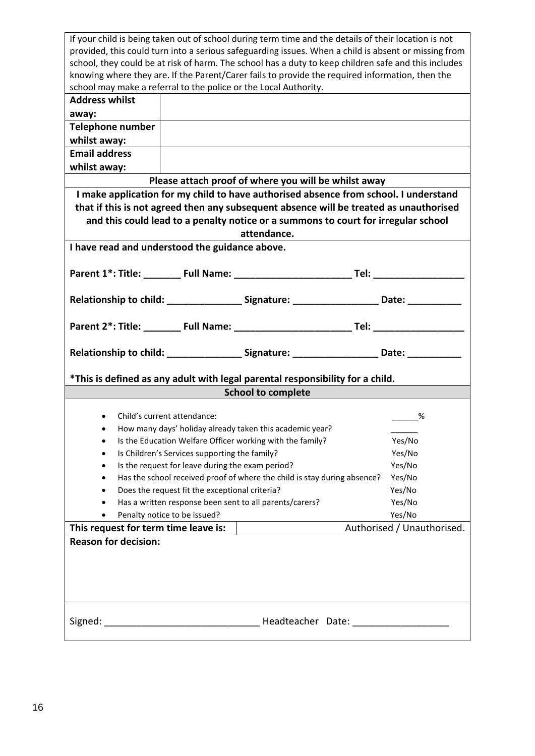If your child is being taken out of school during term time and the details of their location is not provided, this could turn into a serious safeguarding issues. When a child is absent or missing from school, they could be at risk of harm. The school has a duty to keep children safe and this includes knowing where they are. If the Parent/Carer fails to provide the required information, then the school may make a referral to the police or the Local Authority.

| | |
|---|---|
| **Address whilst away:** | |
| **Telephone number whilst away:** | |
| **Email address whilst away:** | |

**Please attach proof of where you will be whilst away**

**I make application for my child to have authorised absence from school. I understand that if this is not agreed then any subsequent absence will be treated as unauthorised and this could lead to a penalty notice or a summons to court for irregular school attendance.**

**I have read and understood the guidance above.**

**Parent 1*: Title: _______ Full Name: ______________________ Tel: _________________**

**Relationship to child: ______________ Signature: ________________ Date: __________**

**Parent 2*: Title: _______ Full Name: ______________________ Tel: _________________**

**Relationship to child: ______________ Signature: ________________ Date: __________**

***This is defined as any adult with legal parental responsibility for a child.**

**School to complete**

- Child's current attendance: ______%
- How many days' holiday already taken this academic year? ______
- Is the Education Welfare Officer working with the family? Yes/No
- Is Children's Services supporting the family? Yes/No
- Is the request for leave during the exam period? Yes/No
- Has the school received proof of where the child is stay during absence? Yes/No
- Does the request fit the exceptional criteria? Yes/No
- Has a written response been sent to all parents/carers? Yes/No
- Penalty notice to be issued? Yes/No

| **This request for term time leave is:** | Authorised / Unauthorised. |
|---|---|

**Reason for decision:**

Signed: ____________________________ Headteacher Date: _________________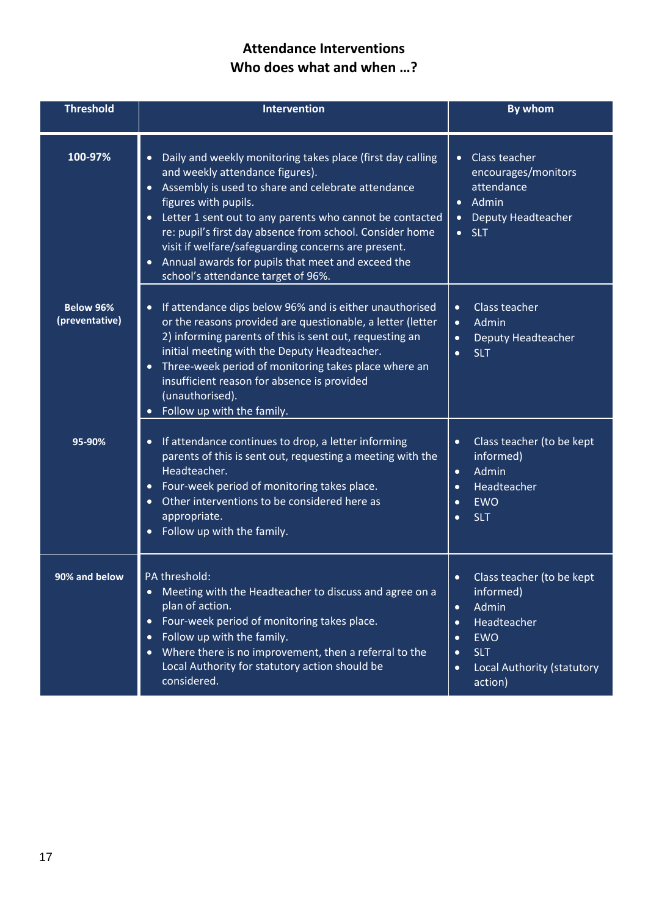## Attendance Interventions
## Who does what and when …?

| Threshold | Intervention | By whom |
|---|---|---|
| **100-97%** | • Daily and weekly monitoring takes place (first day calling and weekly attendance figures).<br>• Assembly is used to share and celebrate attendance figures with pupils.<br>• Letter 1 sent out to any parents who cannot be contacted re: pupil's first day absence from school. Consider home visit if welfare/safeguarding concerns are present.<br>• Annual awards for pupils that meet and exceed the school's attendance target of 96%. | • Class teacher encourages/monitors attendance<br>• Admin<br>• Deputy Headteacher<br>• SLT |
| **Below 96% (preventative)** | • If attendance dips below 96% and is either unauthorised or the reasons provided are questionable, a letter (letter 2) informing parents of this is sent out, requesting an initial meeting with the Deputy Headteacher.<br>• Three-week period of monitoring takes place where an insufficient reason for absence is provided (unauthorised).<br>• Follow up with the family. | • Class teacher<br>• Admin<br>• Deputy Headteacher<br>• SLT |
| **95-90%** | • If attendance continues to drop, a letter informing parents of this is sent out, requesting a meeting with the Headteacher.<br>• Four-week period of monitoring takes place.<br>• Other interventions to be considered here as appropriate.<br>• Follow up with the family. | • Class teacher (to be kept informed)<br>• Admin<br>• Headteacher<br>• EWO<br>• SLT |
| **90% and below** | PA threshold:<br>• Meeting with the Headteacher to discuss and agree on a plan of action.<br>• Four-week period of monitoring takes place.<br>• Follow up with the family.<br>• Where there is no improvement, then a referral to the Local Authority for statutory action should be considered. | • Class teacher (to be kept informed)<br>• Admin<br>• Headteacher<br>• EWO<br>• SLT<br>• Local Authority (statutory action) |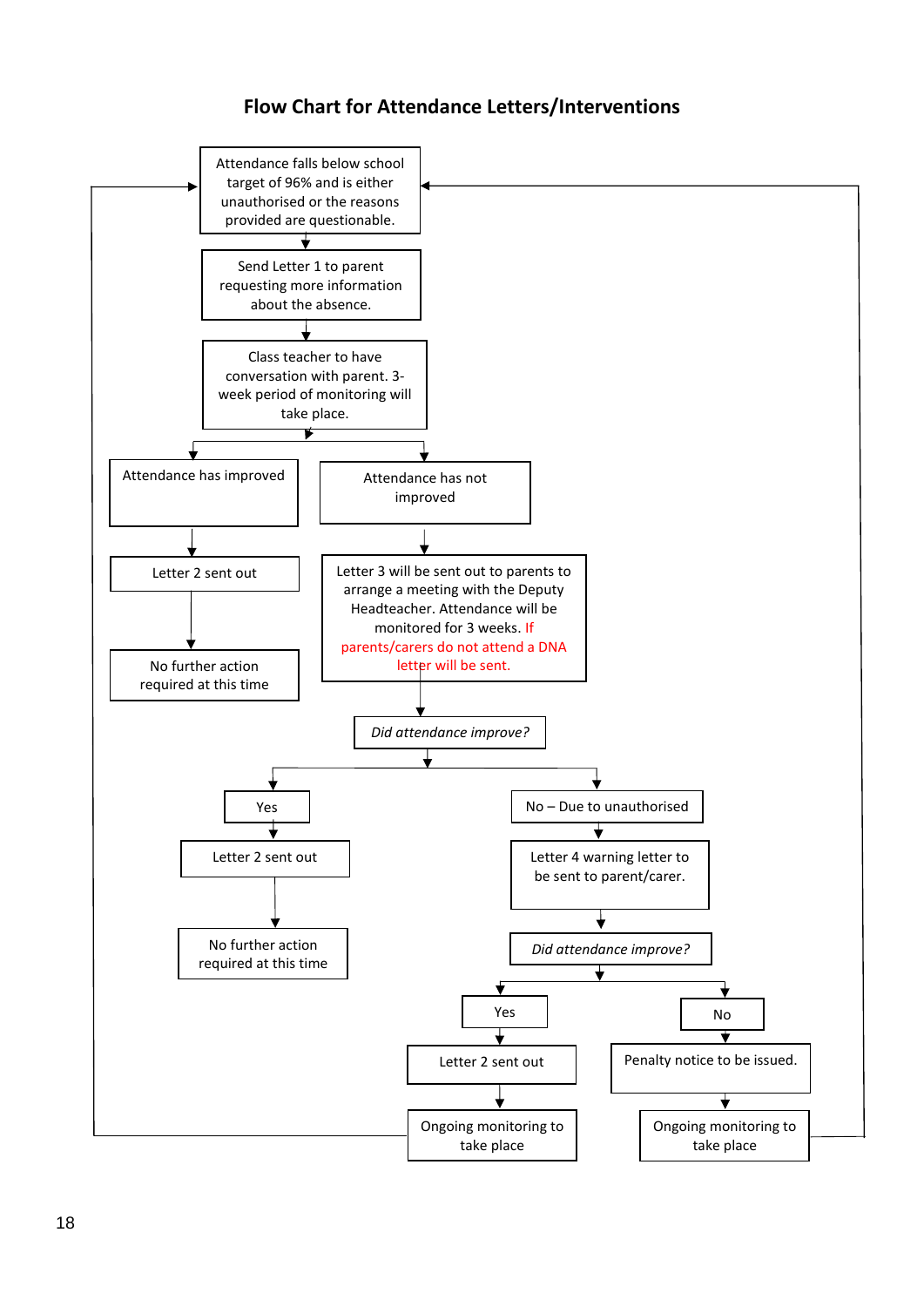## Flow Chart for Attendance Letters/Interventions

Attendance falls below school target of 96% and is either unauthorised or the reasons provided are questionable.

Send Letter 1 to parent requesting more information about the absence.

Class teacher to have conversation with parent. 3-week period of monitoring will take place.

Attendance has improved

Attendance has not improved

Letter 2 sent out

Letter 3 will be sent out to parents to arrange a meeting with the Deputy Headteacher. Attendance will be monitored for 3 weeks. If parents/carers do not attend a DNA letter will be sent.

No further action required at this time

*Did attendance improve?*

Yes

No – Due to unauthorised

Letter 2 sent out

Letter 4 warning letter to be sent to parent/carer.

No further action required at this time

*Did attendance improve?*

Yes

No

Letter 2 sent out

Penalty notice to be issued.

Ongoing monitoring to take place

Ongoing monitoring to take place